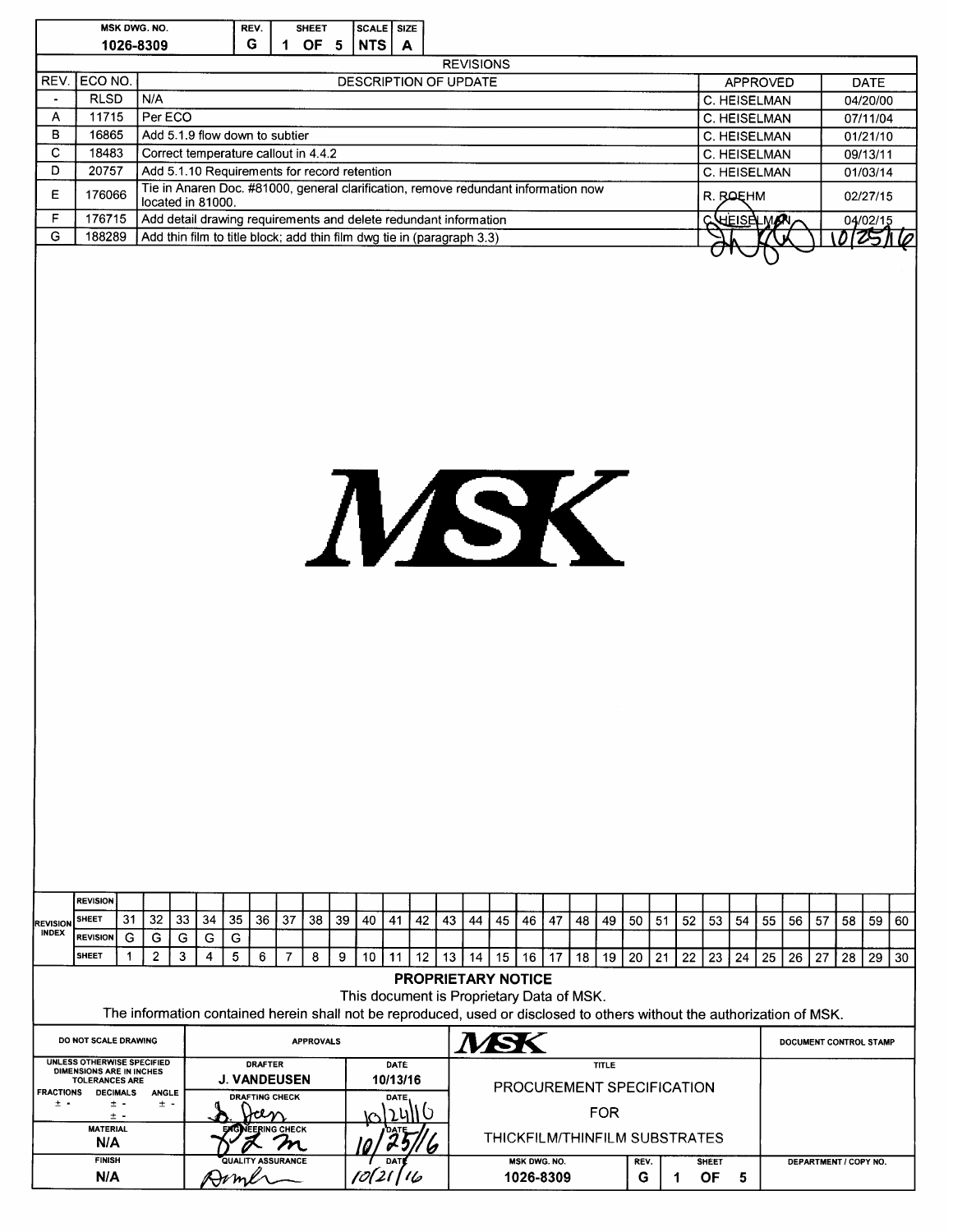| MSK DWG. NO. | REV. | SHEET | SCALE | SIZE |
|---|---|---|---|---|
| 1026-8309 | G | 1 OF 5 | NTS | A |

## REVISIONS

| REV. | ECO NO. | DESCRIPTION OF UPDATE | APPROVED | DATE |
|---|---|---|---|---|
| - | RLSD | N/A | C. HEISELMAN | 04/20/00 |
| A | 11715 | Per ECO | C. HEISELMAN | 07/11/04 |
| B | 16865 | Add 5.1.9 flow down to subtier | C. HEISELMAN | 01/21/10 |
| C | 18483 | Correct temperature callout in 4.4.2 | C. HEISELMAN | 09/13/11 |
| D | 20757 | Add 5.1.10 Requirements for record retention | C. HEISELMAN | 01/03/14 |
| E | 176066 | Tie in Anaren Doc. #81000, general clarification, remove redundant information now located in 81000. | R. ROEHM | 02/27/15 |
| F | 176715 | Add detail drawing requirements and delete redundant information | C. HEISELMAN | 04/02/15 |
| G | 188289 | Add thin film to title block; add thin film dwg tie in (paragraph 3.3) | (signature) | 10/25/16 |

# MSK

## REVISION INDEX

| REVISION | | | | | | | | | | | | | | | | | | | | | | | | | | | | | | |
|---|---|---|---|---|---|---|---|---|---|---|---|---|---|---|---|---|---|---|---|---|---|---|---|---|---|---|---|---|---|---|
| SHEET | 31 | 32 | 33 | 34 | 35 | 36 | 37 | 38 | 39 | 40 | 41 | 42 | 43 | 44 | 45 | 46 | 47 | 48 | 49 | 50 | 51 | 52 | 53 | 54 | 55 | 56 | 57 | 58 | 59 | 60 |
| REVISION | G | G | G | G | G | | | | | | | | | | | | | | | | | | | | | | | | | |
| SHEET | 1 | 2 | 3 | 4 | 5 | 6 | 7 | 8 | 9 | 10 | 11 | 12 | 13 | 14 | 15 | 16 | 17 | 18 | 19 | 20 | 21 | 22 | 23 | 24 | 25 | 26 | 27 | 28 | 29 | 30 |

**PROPRIETARY NOTICE**

This document is Proprietary Data of MSK.

The information contained herein shall not be reproduced, used or disclosed to others without the authorization of MSK.

| DO NOT SCALE DRAWING | APPROVALS | DATE | MSK | DOCUMENT CONTROL STAMP |
|---|---|---|---|---|
| UNLESS OTHERWISE SPECIFIED DIMENSIONS ARE IN INCHES TOLERANCES ARE | DRAFTER: J. VANDEUSEN | 10/13/16 | TITLE: PROCUREMENT SPECIFICATION FOR THICKFILM/THINFILM SUBSTRATES | |
| FRACTIONS ± - DECIMALS ± - ± - ANGLE ± - | DRAFTING CHECK: (signature) | 10/24/16 | | |
| MATERIAL: N/A | ENGINEERING CHECK: (signature) | 10/25/16 | | |
| FINISH: N/A | QUALITY ASSURANCE: (signature) | 10/21/16 | MSK DWG. NO.: 1026-8309 REV.: G SHEET: 1 OF 5 | DEPARTMENT / COPY NO. |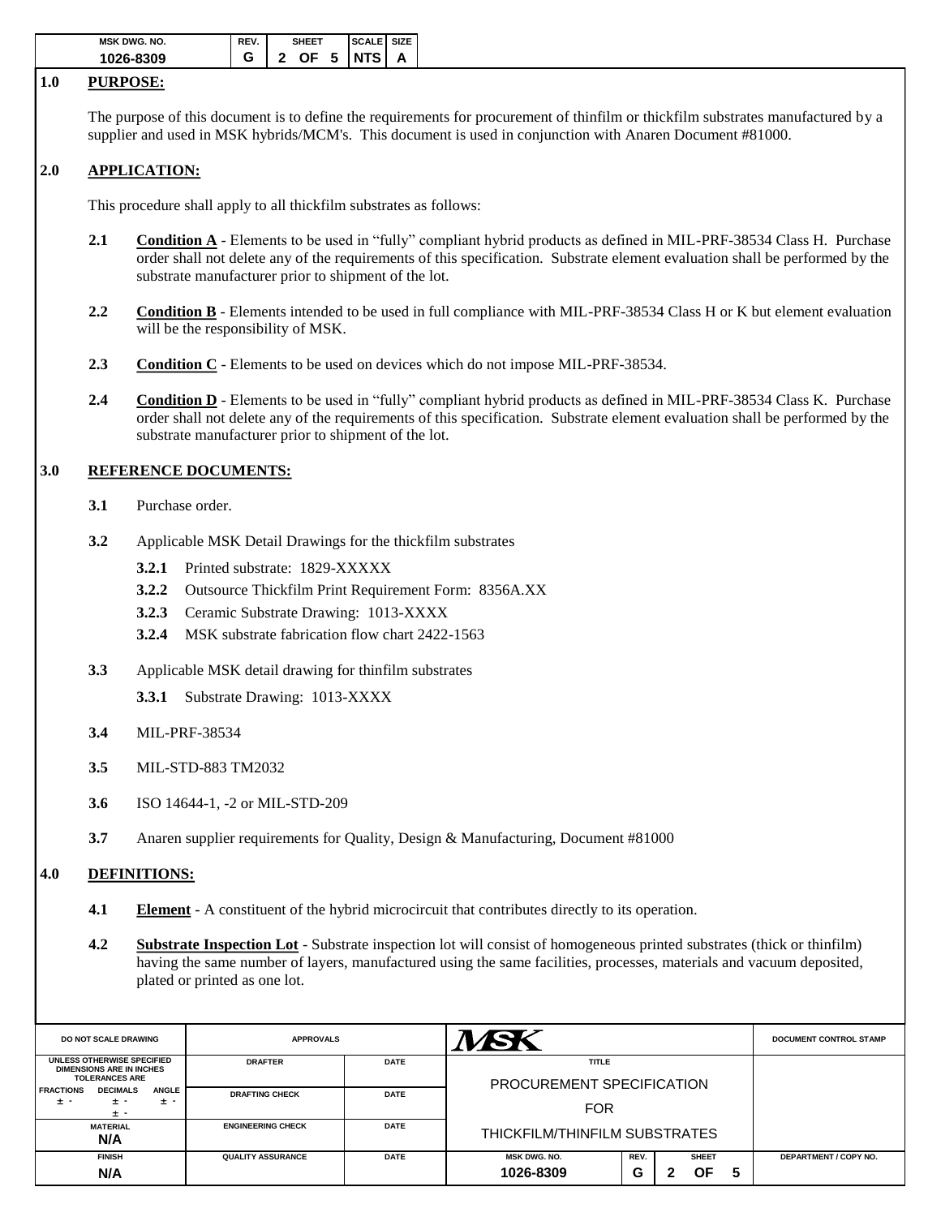## 1.0 PURPOSE:

The purpose of this document is to define the requirements for procurement of thinfilm or thickfilm substrates manufactured by a supplier and used in MSK hybrids/MCM's. This document is used in conjunction with Anaren Document #81000.

## 2.0 APPLICATION:

This procedure shall apply to all thickfilm substrates as follows:

**2.1** **Condition A** - Elements to be used in "fully" compliant hybrid products as defined in MIL-PRF-38534 Class H. Purchase order shall not delete any of the requirements of this specification. Substrate element evaluation shall be performed by the substrate manufacturer prior to shipment of the lot.

**2.2** **Condition B** - Elements intended to be used in full compliance with MIL-PRF-38534 Class H or K but element evaluation will be the responsibility of MSK.

**2.3** **Condition C** - Elements to be used on devices which do not impose MIL-PRF-38534.

**2.4** **Condition D** - Elements to be used in "fully" compliant hybrid products as defined in MIL-PRF-38534 Class K. Purchase order shall not delete any of the requirements of this specification. Substrate element evaluation shall be performed by the substrate manufacturer prior to shipment of the lot.

## 3.0 REFERENCE DOCUMENTS:

**3.1** Purchase order.

**3.2** Applicable MSK Detail Drawings for the thickfilm substrates

- **3.2.1** Printed substrate: 1829-XXXXX
- **3.2.2** Outsource Thickfilm Print Requirement Form: 8356A.XX
- **3.2.3** Ceramic Substrate Drawing: 1013-XXXX
- **3.2.4** MSK substrate fabrication flow chart 2422-1563

**3.3** Applicable MSK detail drawing for thinfilm substrates

- **3.3.1** Substrate Drawing: 1013-XXXX

**3.4** MIL-PRF-38534

**3.5** MIL-STD-883 TM2032

**3.6** ISO 14644-1, -2 or MIL-STD-209

**3.7** Anaren supplier requirements for Quality, Design & Manufacturing, Document #81000

## 4.0 DEFINITIONS:

**4.1** **Element** - A constituent of the hybrid microcircuit that contributes directly to its operation.

**4.2** **Substrate Inspection Lot** - Substrate inspection lot will consist of homogeneous printed substrates (thick or thinfilm) having the same number of layers, manufactured using the same facilities, processes, materials and vacuum deposited, plated or printed as one lot.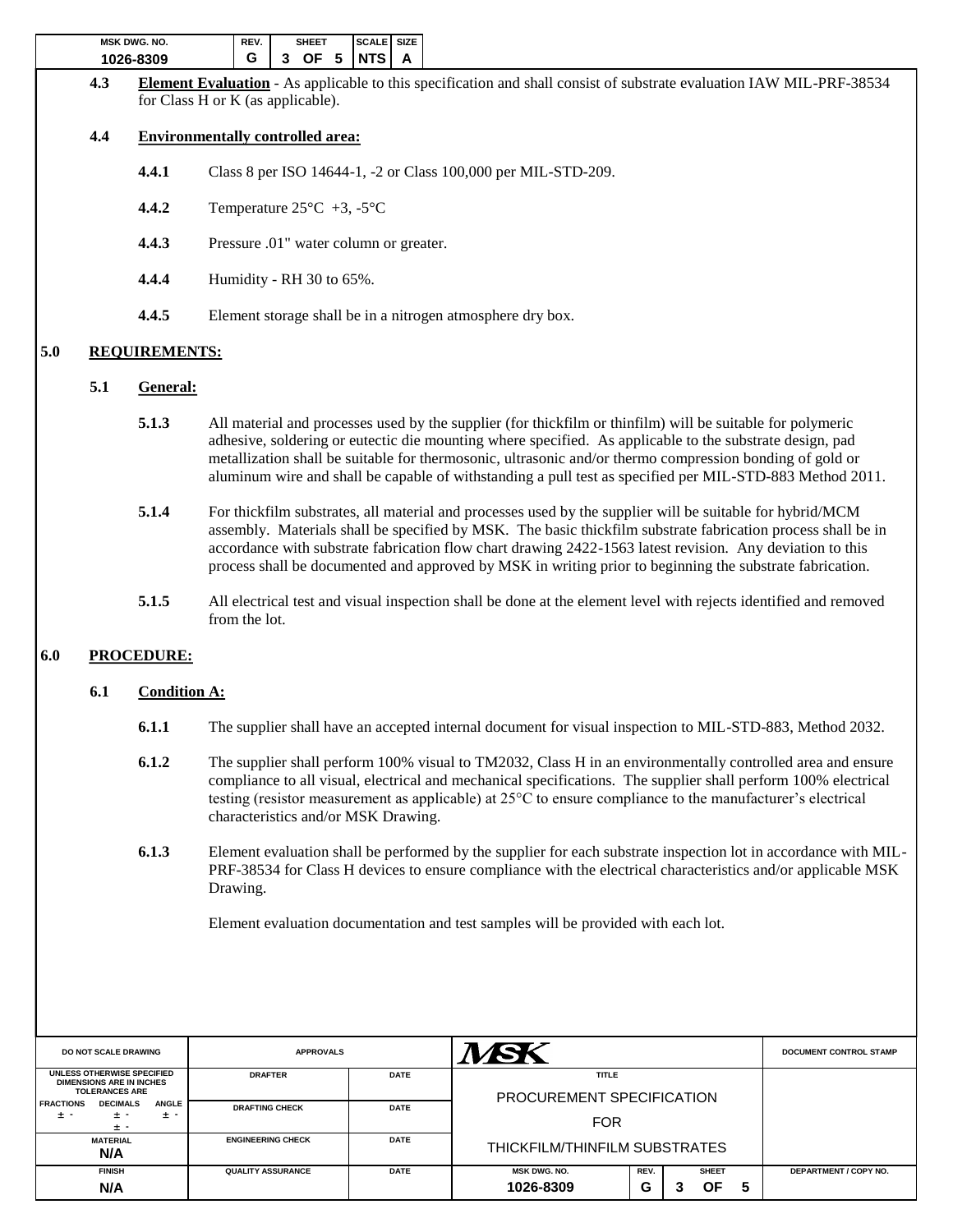**4.3** **Element Evaluation** - As applicable to this specification and shall consist of substrate evaluation IAW MIL-PRF-38534 for Class H or K (as applicable).

**4.4** **Environmentally controlled area:**

**4.4.1** Class 8 per ISO 14644-1, -2 or Class 100,000 per MIL-STD-209.

**4.4.2** Temperature 25°C +3, -5°C

**4.4.3** Pressure .01" water column or greater.

**4.4.4** Humidity - RH 30 to 65%.

**4.4.5** Element storage shall be in a nitrogen atmosphere dry box.

## 5.0 REQUIREMENTS:

### 5.1 General:

**5.1.3** All material and processes used by the supplier (for thickfilm or thinfilm) will be suitable for polymeric adhesive, soldering or eutectic die mounting where specified. As applicable to the substrate design, pad metallization shall be suitable for thermosonic, ultrasonic and/or thermo compression bonding of gold or aluminum wire and shall be capable of withstanding a pull test as specified per MIL-STD-883 Method 2011.

**5.1.4** For thickfilm substrates, all material and processes used by the supplier will be suitable for hybrid/MCM assembly. Materials shall be specified by MSK. The basic thickfilm substrate fabrication process shall be in accordance with substrate fabrication flow chart drawing 2422-1563 latest revision. Any deviation to this process shall be documented and approved by MSK in writing prior to beginning the substrate fabrication.

**5.1.5** All electrical test and visual inspection shall be done at the element level with rejects identified and removed from the lot.

## 6.0 PROCEDURE:

### 6.1 Condition A:

**6.1.1** The supplier shall have an accepted internal document for visual inspection to MIL-STD-883, Method 2032.

**6.1.2** The supplier shall perform 100% visual to TM2032, Class H in an environmentally controlled area and ensure compliance to all visual, electrical and mechanical specifications. The supplier shall perform 100% electrical testing (resistor measurement as applicable) at 25°C to ensure compliance to the manufacturer's electrical characteristics and/or MSK Drawing.

**6.1.3** Element evaluation shall be performed by the supplier for each substrate inspection lot in accordance with MIL-PRF-38534 for Class H devices to ensure compliance with the electrical characteristics and/or applicable MSK Drawing.

Element evaluation documentation and test samples will be provided with each lot.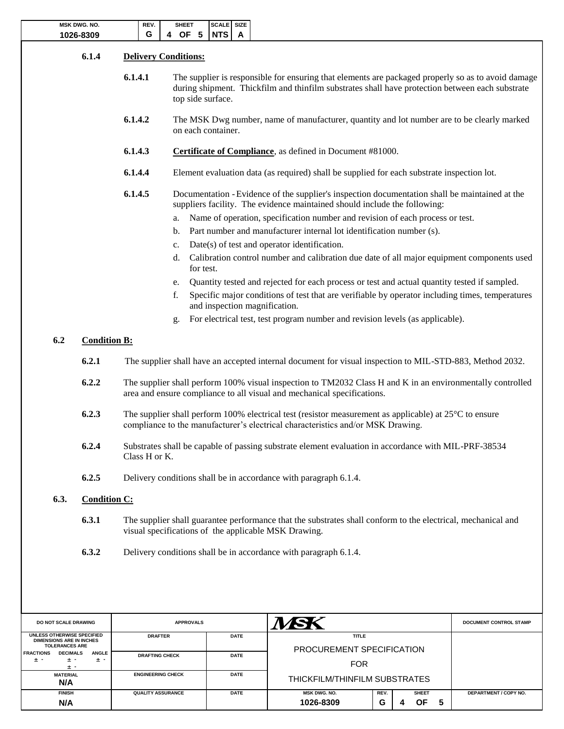#### 6.1.4 **Delivery Conditions:**

**6.1.4.1** The supplier is responsible for ensuring that elements are packaged properly so as to avoid damage during shipment. Thickfilm and thinfilm substrates shall have protection between each substrate top side surface.

**6.1.4.2** The MSK Dwg number, name of manufacturer, quantity and lot number are to be clearly marked on each container.

**6.1.4.3** **Certificate of Compliance**, as defined in Document #81000.

**6.1.4.4** Element evaluation data (as required) shall be supplied for each substrate inspection lot.

**6.1.4.5** Documentation - Evidence of the supplier's inspection documentation shall be maintained at the suppliers facility. The evidence maintained should include the following:

a. Name of operation, specification number and revision of each process or test.
b. Part number and manufacturer internal lot identification number (s).
c. Date(s) of test and operator identification.
d. Calibration control number and calibration due date of all major equipment components used for test.
e. Quantity tested and rejected for each process or test and actual quantity tested if sampled.
f. Specific major conditions of test that are verifiable by operator including times, temperatures and inspection magnification.
g. For electrical test, test program number and revision levels (as applicable).

### 6.2 **Condition B:**

**6.2.1** The supplier shall have an accepted internal document for visual inspection to MIL-STD-883, Method 2032.

**6.2.2** The supplier shall perform 100% visual inspection to TM2032 Class H and K in an environmentally controlled area and ensure compliance to all visual and mechanical specifications.

**6.2.3** The supplier shall perform 100% electrical test (resistor measurement as applicable) at 25°C to ensure compliance to the manufacturer's electrical characteristics and/or MSK Drawing.

**6.2.4** Substrates shall be capable of passing substrate element evaluation in accordance with MIL-PRF-38534 Class H or K.

**6.2.5** Delivery conditions shall be in accordance with paragraph 6.1.4.

### 6.3. **Condition C:**

**6.3.1** The supplier shall guarantee performance that the substrates shall conform to the electrical, mechanical and visual specifications of the applicable MSK Drawing.

**6.3.2** Delivery conditions shall be in accordance with paragraph 6.1.4.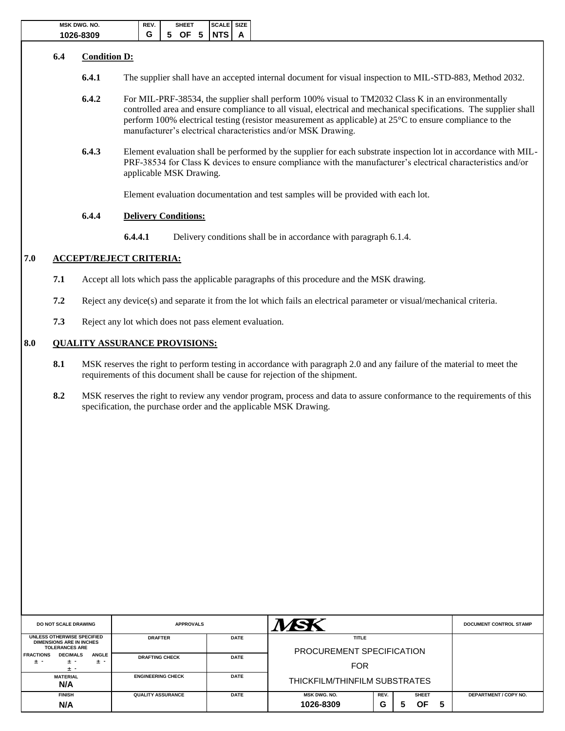### 6.4 Condition D:

**6.4.1** The supplier shall have an accepted internal document for visual inspection to MIL-STD-883, Method 2032.

**6.4.2** For MIL-PRF-38534, the supplier shall perform 100% visual to TM2032 Class K in an environmentally controlled area and ensure compliance to all visual, electrical and mechanical specifications. The supplier shall perform 100% electrical testing (resistor measurement as applicable) at 25°C to ensure compliance to the manufacturer's electrical characteristics and/or MSK Drawing.

**6.4.3** Element evaluation shall be performed by the supplier for each substrate inspection lot in accordance with MIL-PRF-38534 for Class K devices to ensure compliance with the manufacturer's electrical characteristics and/or applicable MSK Drawing.

Element evaluation documentation and test samples will be provided with each lot.

**6.4.4** **Delivery Conditions:**

**6.4.4.1** Delivery conditions shall be in accordance with paragraph 6.1.4.

## 7.0 ACCEPT/REJECT CRITERIA:

**7.1** Accept all lots which pass the applicable paragraphs of this procedure and the MSK drawing.

**7.2** Reject any device(s) and separate it from the lot which fails an electrical parameter or visual/mechanical criteria.

**7.3** Reject any lot which does not pass element evaluation.

## 8.0 QUALITY ASSURANCE PROVISIONS:

**8.1** MSK reserves the right to perform testing in accordance with paragraph 2.0 and any failure of the material to meet the requirements of this document shall be cause for rejection of the shipment.

**8.2** MSK reserves the right to review any vendor program, process and data to assure conformance to the requirements of this specification, the purchase order and the applicable MSK Drawing.